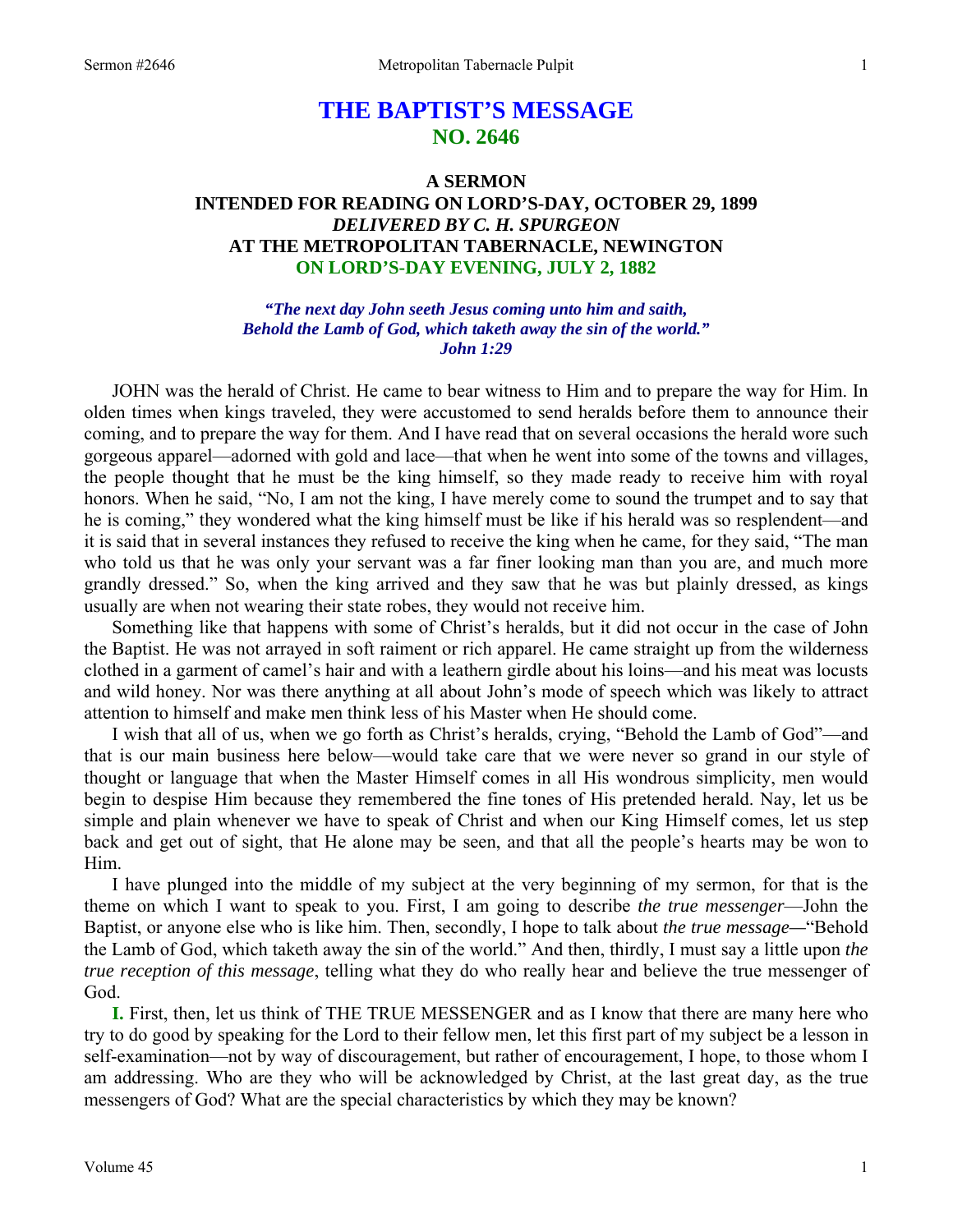# THE BAPTIST'S MESSAGE
## NO. 2646

### A SERMON
### INTENDED FOR READING ON LORD'S-DAY, OCTOBER 29, 1899
### *DELIVERED BY C. H. SPURGEON*
### AT THE METROPOLITAN TABERNACLE, NEWINGTON
### ON LORD'S-DAY EVENING, JULY 2, 1882

***"The next day John seeth Jesus coming unto him and saith, Behold the Lamb of God, which taketh away the sin of the world." John 1:29***

JOHN was the herald of Christ. He came to bear witness to Him and to prepare the way for Him. In olden times when kings traveled, they were accustomed to send heralds before them to announce their coming, and to prepare the way for them. And I have read that on several occasions the herald wore such gorgeous apparel—adorned with gold and lace—that when he went into some of the towns and villages, the people thought that he must be the king himself, so they made ready to receive him with royal honors. When he said, "No, I am not the king, I have merely come to sound the trumpet and to say that he is coming," they wondered what the king himself must be like if his herald was so resplendent—and it is said that in several instances they refused to receive the king when he came, for they said, "The man who told us that he was only your servant was a far finer looking man than you are, and much more grandly dressed." So, when the king arrived and they saw that he was but plainly dressed, as kings usually are when not wearing their state robes, they would not receive him.

Something like that happens with some of Christ's heralds, but it did not occur in the case of John the Baptist. He was not arrayed in soft raiment or rich apparel. He came straight up from the wilderness clothed in a garment of camel's hair and with a leathern girdle about his loins—and his meat was locusts and wild honey. Nor was there anything at all about John's mode of speech which was likely to attract attention to himself and make men think less of his Master when He should come.

I wish that all of us, when we go forth as Christ's heralds, crying, "Behold the Lamb of God"—and that is our main business here below—would take care that we were never so grand in our style of thought or language that when the Master Himself comes in all His wondrous simplicity, men would begin to despise Him because they remembered the fine tones of His pretended herald. Nay, let us be simple and plain whenever we have to speak of Christ and when our King Himself comes, let us step back and get out of sight, that He alone may be seen, and that all the people's hearts may be won to Him.

I have plunged into the middle of my subject at the very beginning of my sermon, for that is the theme on which I want to speak to you. First, I am going to describe *the true messenger*—John the Baptist, or anyone else who is like him. Then, secondly, I hope to talk about *the true message*—"Behold the Lamb of God, which taketh away the sin of the world." And then, thirdly, I must say a little upon *the true reception of this message*, telling what they do who really hear and believe the true messenger of God.

**I.** First, then, let us think of THE TRUE MESSENGER and as I know that there are many here who try to do good by speaking for the Lord to their fellow men, let this first part of my subject be a lesson in self-examination—not by way of discouragement, but rather of encouragement, I hope, to those whom I am addressing. Who are they who will be acknowledged by Christ, at the last great day, as the true messengers of God? What are the special characteristics by which they may be known?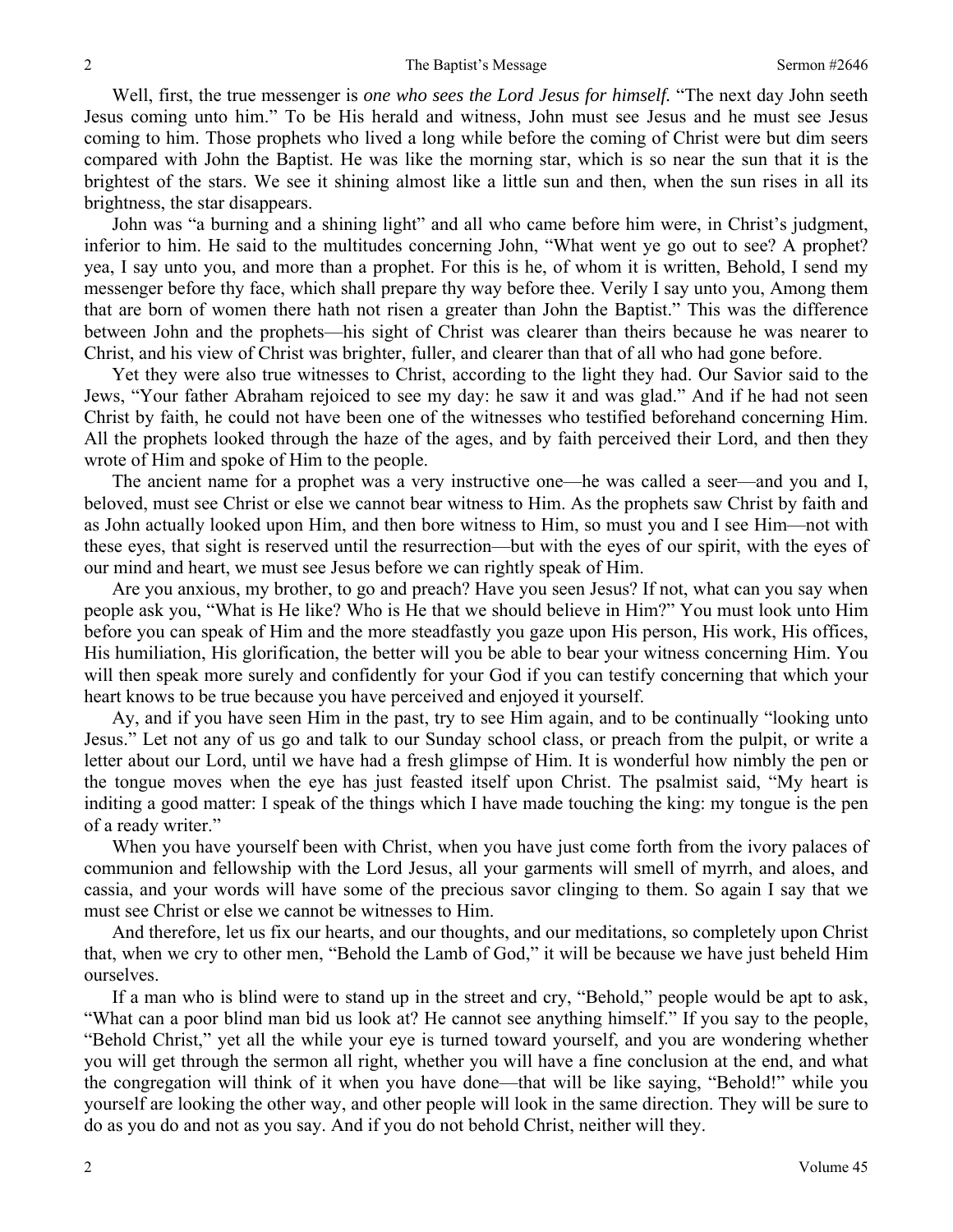Well, first, the true messenger is *one who sees the Lord Jesus for himself.* "The next day John seeth Jesus coming unto him." To be His herald and witness, John must see Jesus and he must see Jesus coming to him. Those prophets who lived a long while before the coming of Christ were but dim seers compared with John the Baptist. He was like the morning star, which is so near the sun that it is the brightest of the stars. We see it shining almost like a little sun and then, when the sun rises in all its brightness, the star disappears.

John was "a burning and a shining light" and all who came before him were, in Christ's judgment, inferior to him. He said to the multitudes concerning John, "What went ye go out to see? A prophet? yea, I say unto you, and more than a prophet. For this is he, of whom it is written, Behold, I send my messenger before thy face, which shall prepare thy way before thee. Verily I say unto you, Among them that are born of women there hath not risen a greater than John the Baptist." This was the difference between John and the prophets—his sight of Christ was clearer than theirs because he was nearer to Christ, and his view of Christ was brighter, fuller, and clearer than that of all who had gone before.

Yet they were also true witnesses to Christ, according to the light they had. Our Savior said to the Jews, "Your father Abraham rejoiced to see my day: he saw it and was glad." And if he had not seen Christ by faith, he could not have been one of the witnesses who testified beforehand concerning Him. All the prophets looked through the haze of the ages, and by faith perceived their Lord, and then they wrote of Him and spoke of Him to the people.

The ancient name for a prophet was a very instructive one—he was called a seer—and you and I, beloved, must see Christ or else we cannot bear witness to Him. As the prophets saw Christ by faith and as John actually looked upon Him, and then bore witness to Him, so must you and I see Him—not with these eyes, that sight is reserved until the resurrection—but with the eyes of our spirit, with the eyes of our mind and heart, we must see Jesus before we can rightly speak of Him.

Are you anxious, my brother, to go and preach? Have you seen Jesus? If not, what can you say when people ask you, "What is He like? Who is He that we should believe in Him?" You must look unto Him before you can speak of Him and the more steadfastly you gaze upon His person, His work, His offices, His humiliation, His glorification, the better will you be able to bear your witness concerning Him. You will then speak more surely and confidently for your God if you can testify concerning that which your heart knows to be true because you have perceived and enjoyed it yourself.

Ay, and if you have seen Him in the past, try to see Him again, and to be continually "looking unto Jesus." Let not any of us go and talk to our Sunday school class, or preach from the pulpit, or write a letter about our Lord, until we have had a fresh glimpse of Him. It is wonderful how nimbly the pen or the tongue moves when the eye has just feasted itself upon Christ. The psalmist said, "My heart is inditing a good matter: I speak of the things which I have made touching the king: my tongue is the pen of a ready writer."

When you have yourself been with Christ, when you have just come forth from the ivory palaces of communion and fellowship with the Lord Jesus, all your garments will smell of myrrh, and aloes, and cassia, and your words will have some of the precious savor clinging to them. So again I say that we must see Christ or else we cannot be witnesses to Him.

And therefore, let us fix our hearts, and our thoughts, and our meditations, so completely upon Christ that, when we cry to other men, "Behold the Lamb of God," it will be because we have just beheld Him ourselves.

If a man who is blind were to stand up in the street and cry, "Behold," people would be apt to ask, "What can a poor blind man bid us look at? He cannot see anything himself." If you say to the people, "Behold Christ," yet all the while your eye is turned toward yourself, and you are wondering whether you will get through the sermon all right, whether you will have a fine conclusion at the end, and what the congregation will think of it when you have done—that will be like saying, "Behold!" while you yourself are looking the other way, and other people will look in the same direction. They will be sure to do as you do and not as you say. And if you do not behold Christ, neither will they.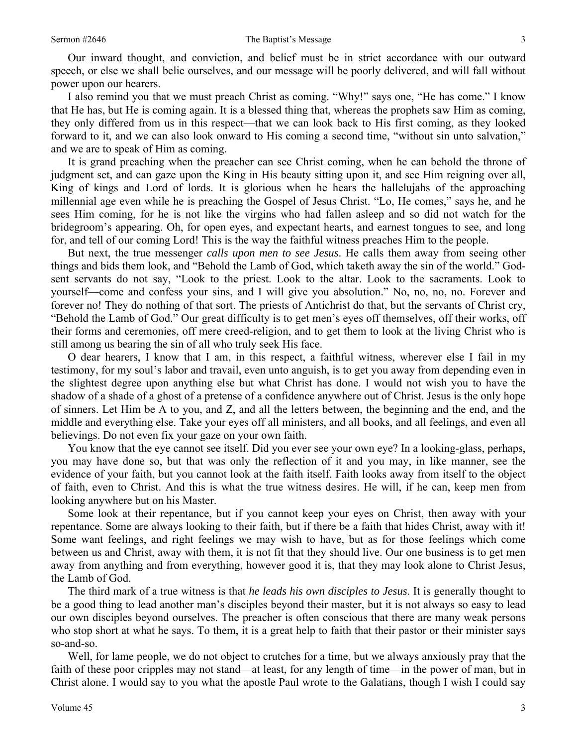Our inward thought, and conviction, and belief must be in strict accordance with our outward speech, or else we shall belie ourselves, and our message will be poorly delivered, and will fall without power upon our hearers.

I also remind you that we must preach Christ as coming. "Why!" says one, "He has come." I know that He has, but He is coming again. It is a blessed thing that, whereas the prophets saw Him as coming, they only differed from us in this respect—that we can look back to His first coming, as they looked forward to it, and we can also look onward to His coming a second time, "without sin unto salvation," and we are to speak of Him as coming.

It is grand preaching when the preacher can see Christ coming, when he can behold the throne of judgment set, and can gaze upon the King in His beauty sitting upon it, and see Him reigning over all, King of kings and Lord of lords. It is glorious when he hears the hallelujahs of the approaching millennial age even while he is preaching the Gospel of Jesus Christ. "Lo, He comes," says he, and he sees Him coming, for he is not like the virgins who had fallen asleep and so did not watch for the bridegroom's appearing. Oh, for open eyes, and expectant hearts, and earnest tongues to see, and long for, and tell of our coming Lord! This is the way the faithful witness preaches Him to the people.

But next, the true messenger *calls upon men to see Jesus*. He calls them away from seeing other things and bids them look, and "Behold the Lamb of God, which taketh away the sin of the world." God-sent servants do not say, "Look to the priest. Look to the altar. Look to the sacraments. Look to yourself—come and confess your sins, and I will give you absolution." No, no, no, no. Forever and forever no! They do nothing of that sort. The priests of Antichrist do that, but the servants of Christ cry, "Behold the Lamb of God." Our great difficulty is to get men's eyes off themselves, off their works, off their forms and ceremonies, off mere creed-religion, and to get them to look at the living Christ who is still among us bearing the sin of all who truly seek His face.

O dear hearers, I know that I am, in this respect, a faithful witness, wherever else I fail in my testimony, for my soul's labor and travail, even unto anguish, is to get you away from depending even in the slightest degree upon anything else but what Christ has done. I would not wish you to have the shadow of a shade of a ghost of a pretense of a confidence anywhere out of Christ. Jesus is the only hope of sinners. Let Him be A to you, and Z, and all the letters between, the beginning and the end, and the middle and everything else. Take your eyes off all ministers, and all books, and all feelings, and even all believings. Do not even fix your gaze on your own faith.

You know that the eye cannot see itself. Did you ever see your own eye? In a looking-glass, perhaps, you may have done so, but that was only the reflection of it and you may, in like manner, see the evidence of your faith, but you cannot look at the faith itself. Faith looks away from itself to the object of faith, even to Christ. And this is what the true witness desires. He will, if he can, keep men from looking anywhere but on his Master.

Some look at their repentance, but if you cannot keep your eyes on Christ, then away with your repentance. Some are always looking to their faith, but if there be a faith that hides Christ, away with it! Some want feelings, and right feelings we may wish to have, but as for those feelings which come between us and Christ, away with them, it is not fit that they should live. Our one business is to get men away from anything and from everything, however good it is, that they may look alone to Christ Jesus, the Lamb of God.

The third mark of a true witness is that *he leads his own disciples to Jesus*. It is generally thought to be a good thing to lead another man's disciples beyond their master, but it is not always so easy to lead our own disciples beyond ourselves. The preacher is often conscious that there are many weak persons who stop short at what he says. To them, it is a great help to faith that their pastor or their minister says so-and-so.

Well, for lame people, we do not object to crutches for a time, but we always anxiously pray that the faith of these poor cripples may not stand—at least, for any length of time—in the power of man, but in Christ alone. I would say to you what the apostle Paul wrote to the Galatians, though I wish I could say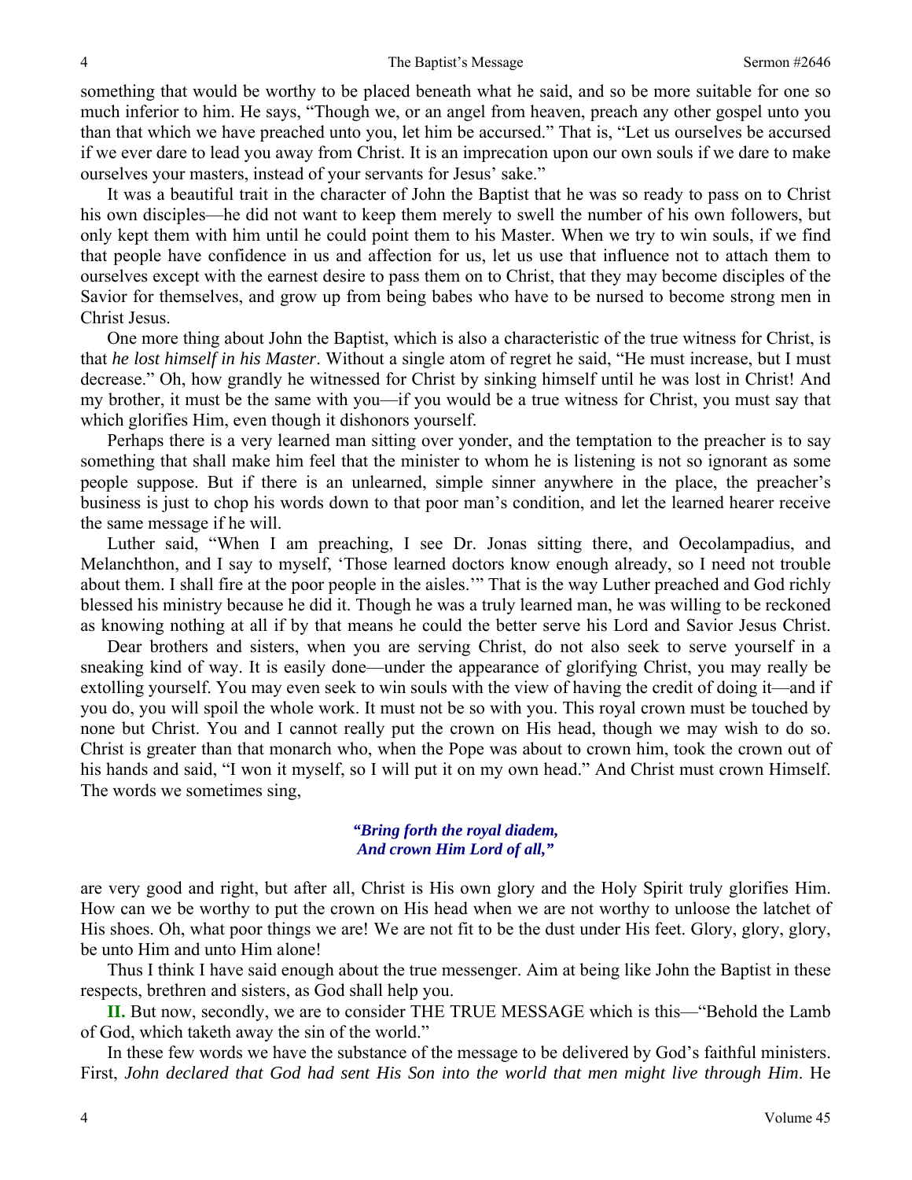something that would be worthy to be placed beneath what he said, and so be more suitable for one so much inferior to him. He says, "Though we, or an angel from heaven, preach any other gospel unto you than that which we have preached unto you, let him be accursed." That is, "Let us ourselves be accursed if we ever dare to lead you away from Christ. It is an imprecation upon our own souls if we dare to make ourselves your masters, instead of your servants for Jesus' sake."

It was a beautiful trait in the character of John the Baptist that he was so ready to pass on to Christ his own disciples—he did not want to keep them merely to swell the number of his own followers, but only kept them with him until he could point them to his Master. When we try to win souls, if we find that people have confidence in us and affection for us, let us use that influence not to attach them to ourselves except with the earnest desire to pass them on to Christ, that they may become disciples of the Savior for themselves, and grow up from being babes who have to be nursed to become strong men in Christ Jesus.

One more thing about John the Baptist, which is also a characteristic of the true witness for Christ, is that *he lost himself in his Master*. Without a single atom of regret he said, "He must increase, but I must decrease." Oh, how grandly he witnessed for Christ by sinking himself until he was lost in Christ! And my brother, it must be the same with you—if you would be a true witness for Christ, you must say that which glorifies Him, even though it dishonors yourself.

Perhaps there is a very learned man sitting over yonder, and the temptation to the preacher is to say something that shall make him feel that the minister to whom he is listening is not so ignorant as some people suppose. But if there is an unlearned, simple sinner anywhere in the place, the preacher's business is just to chop his words down to that poor man's condition, and let the learned hearer receive the same message if he will.

Luther said, "When I am preaching, I see Dr. Jonas sitting there, and Oecolampadius, and Melanchthon, and I say to myself, 'Those learned doctors know enough already, so I need not trouble about them. I shall fire at the poor people in the aisles.'" That is the way Luther preached and God richly blessed his ministry because he did it. Though he was a truly learned man, he was willing to be reckoned as knowing nothing at all if by that means he could the better serve his Lord and Savior Jesus Christ.

Dear brothers and sisters, when you are serving Christ, do not also seek to serve yourself in a sneaking kind of way. It is easily done—under the appearance of glorifying Christ, you may really be extolling yourself. You may even seek to win souls with the view of having the credit of doing it—and if you do, you will spoil the whole work. It must not be so with you. This royal crown must be touched by none but Christ. You and I cannot really put the crown on His head, though we may wish to do so. Christ is greater than that monarch who, when the Pope was about to crown him, took the crown out of his hands and said, "I won it myself, so I will put it on my own head." And Christ must crown Himself. The words we sometimes sing,

> ***"Bring forth the royal diadem,***
> ***And crown Him Lord of all,"***

are very good and right, but after all, Christ is His own glory and the Holy Spirit truly glorifies Him. How can we be worthy to put the crown on His head when we are not worthy to unloose the latchet of His shoes. Oh, what poor things we are! We are not fit to be the dust under His feet. Glory, glory, glory, be unto Him and unto Him alone!

Thus I think I have said enough about the true messenger. Aim at being like John the Baptist in these respects, brethren and sisters, as God shall help you.

**II.** But now, secondly, we are to consider THE TRUE MESSAGE which is this—"Behold the Lamb of God, which taketh away the sin of the world."

In these few words we have the substance of the message to be delivered by God's faithful ministers. First, *John declared that God had sent His Son into the world that men might live through Him*. He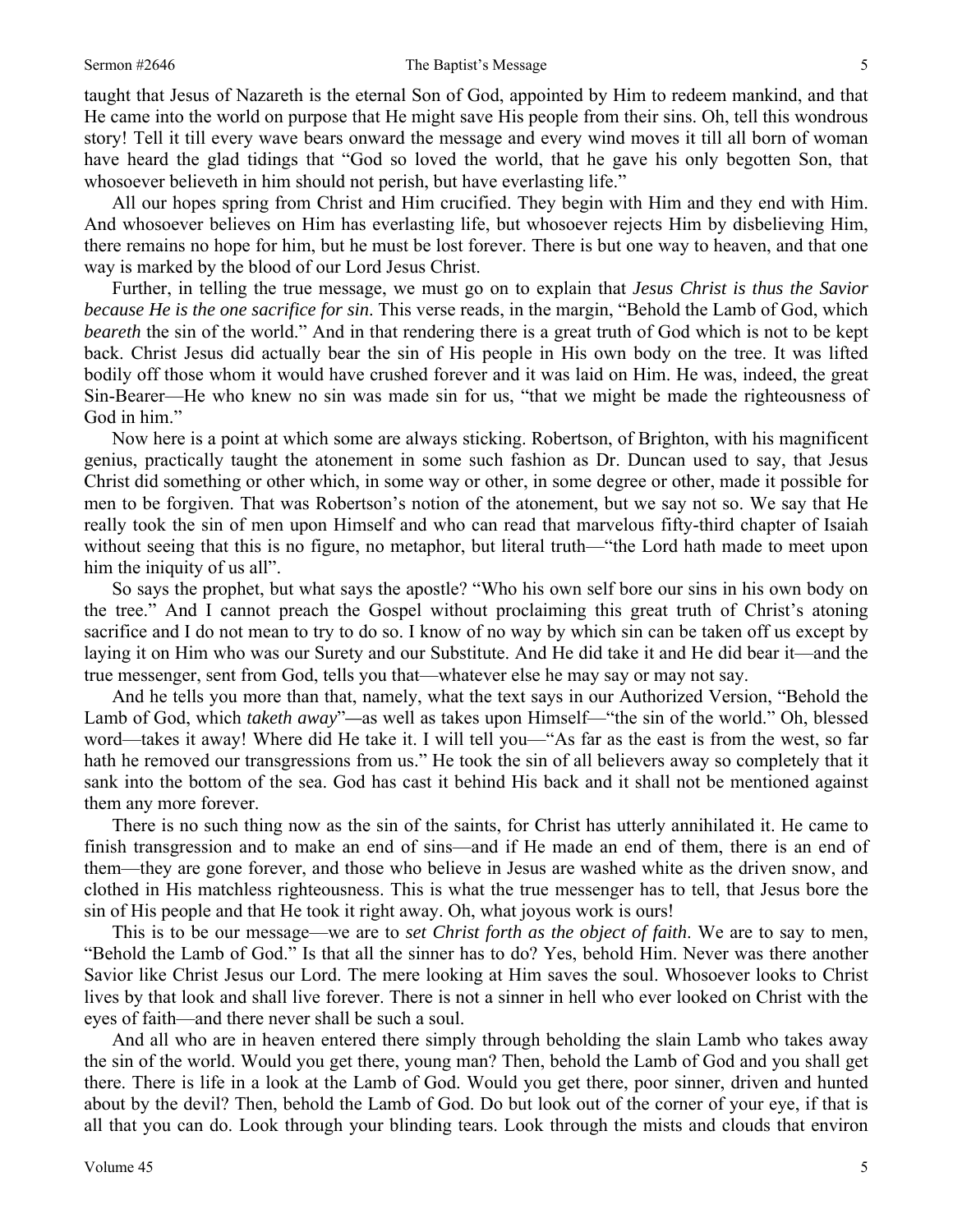taught that Jesus of Nazareth is the eternal Son of God, appointed by Him to redeem mankind, and that He came into the world on purpose that He might save His people from their sins. Oh, tell this wondrous story! Tell it till every wave bears onward the message and every wind moves it till all born of woman have heard the glad tidings that "God so loved the world, that he gave his only begotten Son, that whosoever believeth in him should not perish, but have everlasting life."

All our hopes spring from Christ and Him crucified. They begin with Him and they end with Him. And whosoever believes on Him has everlasting life, but whosoever rejects Him by disbelieving Him, there remains no hope for him, but he must be lost forever. There is but one way to heaven, and that one way is marked by the blood of our Lord Jesus Christ.

Further, in telling the true message, we must go on to explain that *Jesus Christ is thus the Savior because He is the one sacrifice for sin*. This verse reads, in the margin, "Behold the Lamb of God, which *beareth* the sin of the world." And in that rendering there is a great truth of God which is not to be kept back. Christ Jesus did actually bear the sin of His people in His own body on the tree. It was lifted bodily off those whom it would have crushed forever and it was laid on Him. He was, indeed, the great Sin-Bearer—He who knew no sin was made sin for us, "that we might be made the righteousness of God in him."

Now here is a point at which some are always sticking. Robertson, of Brighton, with his magnificent genius, practically taught the atonement in some such fashion as Dr. Duncan used to say, that Jesus Christ did something or other which, in some way or other, in some degree or other, made it possible for men to be forgiven. That was Robertson's notion of the atonement, but we say not so. We say that He really took the sin of men upon Himself and who can read that marvelous fifty-third chapter of Isaiah without seeing that this is no figure, no metaphor, but literal truth—"the Lord hath made to meet upon him the iniquity of us all".

So says the prophet, but what says the apostle? "Who his own self bore our sins in his own body on the tree." And I cannot preach the Gospel without proclaiming this great truth of Christ's atoning sacrifice and I do not mean to try to do so. I know of no way by which sin can be taken off us except by laying it on Him who was our Surety and our Substitute. And He did take it and He did bear it—and the true messenger, sent from God, tells you that—whatever else he may say or may not say.

And he tells you more than that, namely, what the text says in our Authorized Version, "Behold the Lamb of God, which *taketh away*"—as well as takes upon Himself—"the sin of the world." Oh, blessed word—takes it away! Where did He take it. I will tell you—"As far as the east is from the west, so far hath he removed our transgressions from us." He took the sin of all believers away so completely that it sank into the bottom of the sea. God has cast it behind His back and it shall not be mentioned against them any more forever.

There is no such thing now as the sin of the saints, for Christ has utterly annihilated it. He came to finish transgression and to make an end of sins—and if He made an end of them, there is an end of them—they are gone forever, and those who believe in Jesus are washed white as the driven snow, and clothed in His matchless righteousness. This is what the true messenger has to tell, that Jesus bore the sin of His people and that He took it right away. Oh, what joyous work is ours!

This is to be our message—we are to *set Christ forth as the object of faith*. We are to say to men, "Behold the Lamb of God." Is that all the sinner has to do? Yes, behold Him. Never was there another Savior like Christ Jesus our Lord. The mere looking at Him saves the soul. Whosoever looks to Christ lives by that look and shall live forever. There is not a sinner in hell who ever looked on Christ with the eyes of faith—and there never shall be such a soul.

And all who are in heaven entered there simply through beholding the slain Lamb who takes away the sin of the world. Would you get there, young man? Then, behold the Lamb of God and you shall get there. There is life in a look at the Lamb of God. Would you get there, poor sinner, driven and hunted about by the devil? Then, behold the Lamb of God. Do but look out of the corner of your eye, if that is all that you can do. Look through your blinding tears. Look through the mists and clouds that environ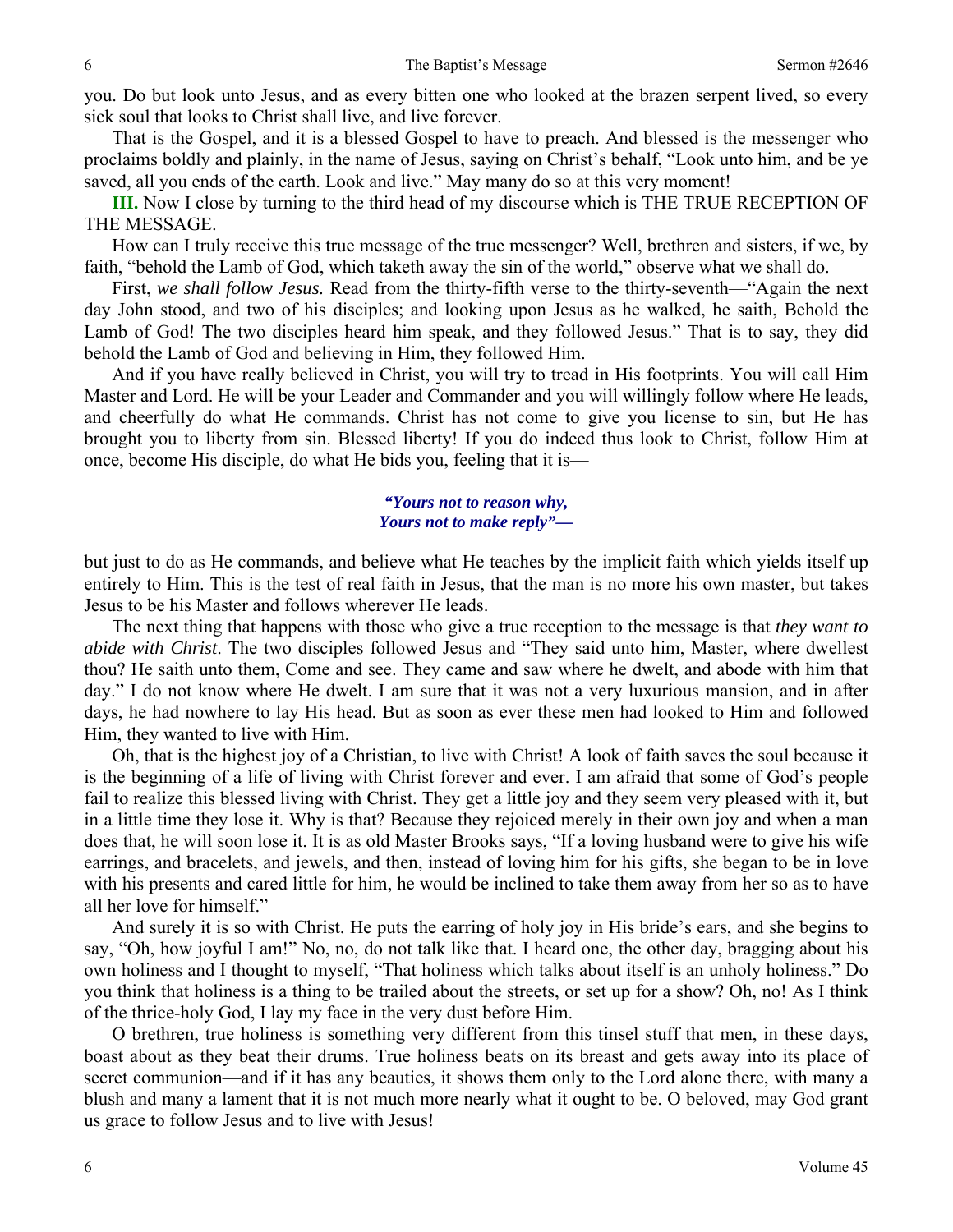you. Do but look unto Jesus, and as every bitten one who looked at the brazen serpent lived, so every sick soul that looks to Christ shall live, and live forever.

That is the Gospel, and it is a blessed Gospel to have to preach. And blessed is the messenger who proclaims boldly and plainly, in the name of Jesus, saying on Christ's behalf, "Look unto him, and be ye saved, all you ends of the earth. Look and live." May many do so at this very moment!

**III.** Now I close by turning to the third head of my discourse which is THE TRUE RECEPTION OF THE MESSAGE.

How can I truly receive this true message of the true messenger? Well, brethren and sisters, if we, by faith, "behold the Lamb of God, which taketh away the sin of the world," observe what we shall do.

First, *we shall follow Jesus.* Read from the thirty-fifth verse to the thirty-seventh—"Again the next day John stood, and two of his disciples; and looking upon Jesus as he walked, he saith, Behold the Lamb of God! The two disciples heard him speak, and they followed Jesus." That is to say, they did behold the Lamb of God and believing in Him, they followed Him.

And if you have really believed in Christ, you will try to tread in His footprints. You will call Him Master and Lord. He will be your Leader and Commander and you will willingly follow where He leads, and cheerfully do what He commands. Christ has not come to give you license to sin, but He has brought you to liberty from sin. Blessed liberty! If you do indeed thus look to Christ, follow Him at once, become His disciple, do what He bids you, feeling that it is—

> ***"Yours not to reason why,***
> ***Yours not to make reply"—***

but just to do as He commands, and believe what He teaches by the implicit faith which yields itself up entirely to Him. This is the test of real faith in Jesus, that the man is no more his own master, but takes Jesus to be his Master and follows wherever He leads.

The next thing that happens with those who give a true reception to the message is that *they want to abide with Christ.* The two disciples followed Jesus and "They said unto him, Master, where dwellest thou? He saith unto them, Come and see. They came and saw where he dwelt, and abode with him that day." I do not know where He dwelt. I am sure that it was not a very luxurious mansion, and in after days, he had nowhere to lay His head. But as soon as ever these men had looked to Him and followed Him, they wanted to live with Him.

Oh, that is the highest joy of a Christian, to live with Christ! A look of faith saves the soul because it is the beginning of a life of living with Christ forever and ever. I am afraid that some of God's people fail to realize this blessed living with Christ. They get a little joy and they seem very pleased with it, but in a little time they lose it. Why is that? Because they rejoiced merely in their own joy and when a man does that, he will soon lose it. It is as old Master Brooks says, "If a loving husband were to give his wife earrings, and bracelets, and jewels, and then, instead of loving him for his gifts, she began to be in love with his presents and cared little for him, he would be inclined to take them away from her so as to have all her love for himself."

And surely it is so with Christ. He puts the earring of holy joy in His bride's ears, and she begins to say, "Oh, how joyful I am!" No, no, do not talk like that. I heard one, the other day, bragging about his own holiness and I thought to myself, "That holiness which talks about itself is an unholy holiness." Do you think that holiness is a thing to be trailed about the streets, or set up for a show? Oh, no! As I think of the thrice-holy God, I lay my face in the very dust before Him.

O brethren, true holiness is something very different from this tinsel stuff that men, in these days, boast about as they beat their drums. True holiness beats on its breast and gets away into its place of secret communion—and if it has any beauties, it shows them only to the Lord alone there, with many a blush and many a lament that it is not much more nearly what it ought to be. O beloved, may God grant us grace to follow Jesus and to live with Jesus!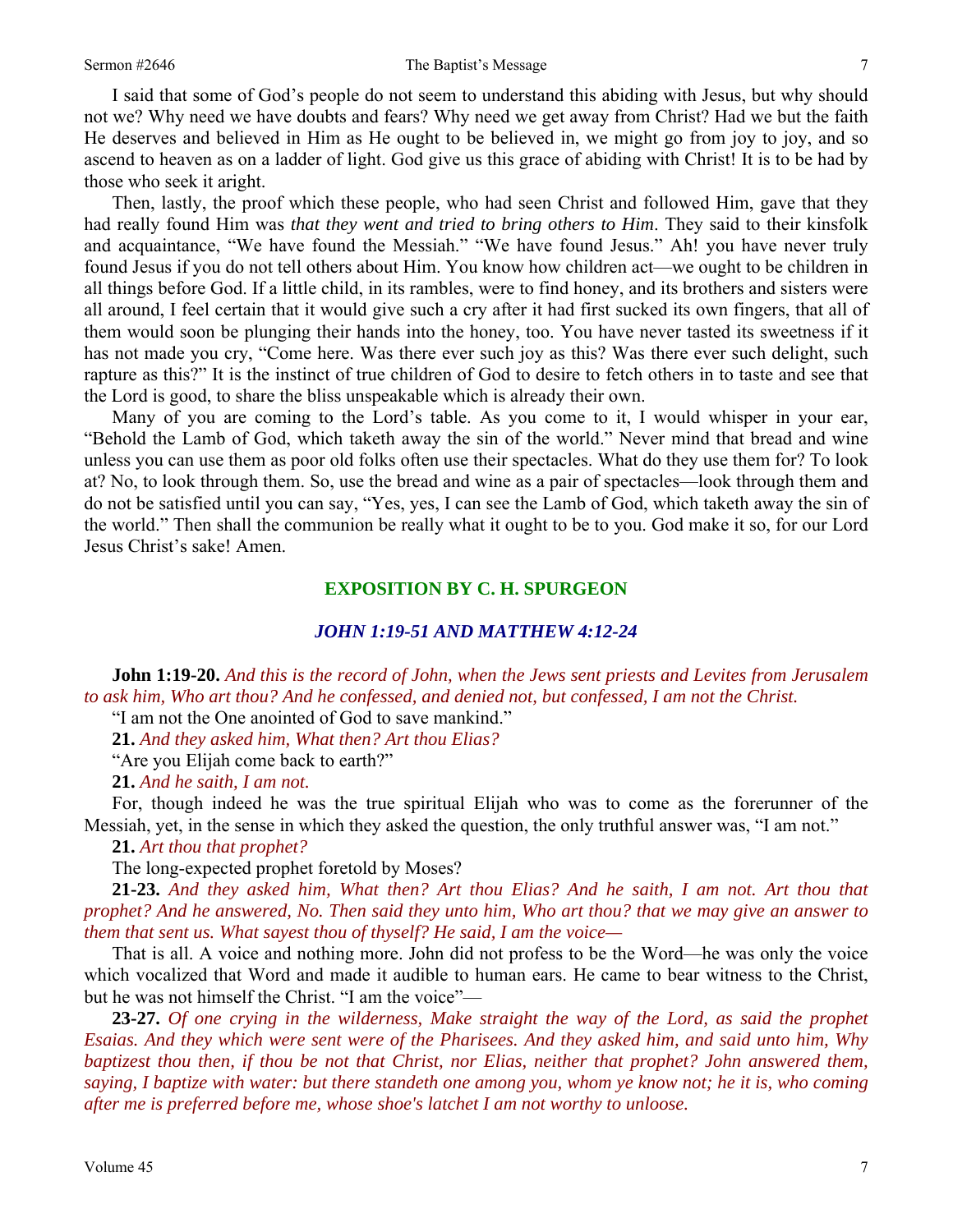I said that some of God's people do not seem to understand this abiding with Jesus, but why should not we? Why need we have doubts and fears? Why need we get away from Christ? Had we but the faith He deserves and believed in Him as He ought to be believed in, we might go from joy to joy, and so ascend to heaven as on a ladder of light. God give us this grace of abiding with Christ! It is to be had by those who seek it aright.

Then, lastly, the proof which these people, who had seen Christ and followed Him, gave that they had really found Him was *that they went and tried to bring others to Him*. They said to their kinsfolk and acquaintance, "We have found the Messiah." "We have found Jesus." Ah! you have never truly found Jesus if you do not tell others about Him. You know how children act—we ought to be children in all things before God. If a little child, in its rambles, were to find honey, and its brothers and sisters were all around, I feel certain that it would give such a cry after it had first sucked its own fingers, that all of them would soon be plunging their hands into the honey, too. You have never tasted its sweetness if it has not made you cry, "Come here. Was there ever such joy as this? Was there ever such delight, such rapture as this?" It is the instinct of true children of God to desire to fetch others in to taste and see that the Lord is good, to share the bliss unspeakable which is already their own.

Many of you are coming to the Lord's table. As you come to it, I would whisper in your ear, "Behold the Lamb of God, which taketh away the sin of the world." Never mind that bread and wine unless you can use them as poor old folks often use their spectacles. What do they use them for? To look at? No, to look through them. So, use the bread and wine as a pair of spectacles—look through them and do not be satisfied until you can say, "Yes, yes, I can see the Lamb of God, which taketh away the sin of the world." Then shall the communion be really what it ought to be to you. God make it so, for our Lord Jesus Christ's sake! Amen.

## EXPOSITION BY C. H. SPURGEON

### *JOHN 1:19-51 AND MATTHEW 4:12-24*

**John 1:19-20.** *And this is the record of John, when the Jews sent priests and Levites from Jerusalem to ask him, Who art thou? And he confessed, and denied not, but confessed, I am not the Christ.*

"I am not the One anointed of God to save mankind."

**21.** *And they asked him, What then? Art thou Elias?*

"Are you Elijah come back to earth?"

**21.** *And he saith, I am not.*

For, though indeed he was the true spiritual Elijah who was to come as the forerunner of the Messiah, yet, in the sense in which they asked the question, the only truthful answer was, "I am not."

**21.** *Art thou that prophet?*

The long-expected prophet foretold by Moses?

**21-23.** *And they asked him, What then? Art thou Elias? And he saith, I am not. Art thou that prophet? And he answered, No. Then said they unto him, Who art thou? that we may give an answer to them that sent us. What sayest thou of thyself? He said, I am the voice—*

That is all. A voice and nothing more. John did not profess to be the Word—he was only the voice which vocalized that Word and made it audible to human ears. He came to bear witness to the Christ, but he was not himself the Christ. "I am the voice"—

**23-27.** *Of one crying in the wilderness, Make straight the way of the Lord, as said the prophet Esaias. And they which were sent were of the Pharisees. And they asked him, and said unto him, Why baptizest thou then, if thou be not that Christ, nor Elias, neither that prophet? John answered them, saying, I baptize with water: but there standeth one among you, whom ye know not; he it is, who coming after me is preferred before me, whose shoe's latchet I am not worthy to unloose.*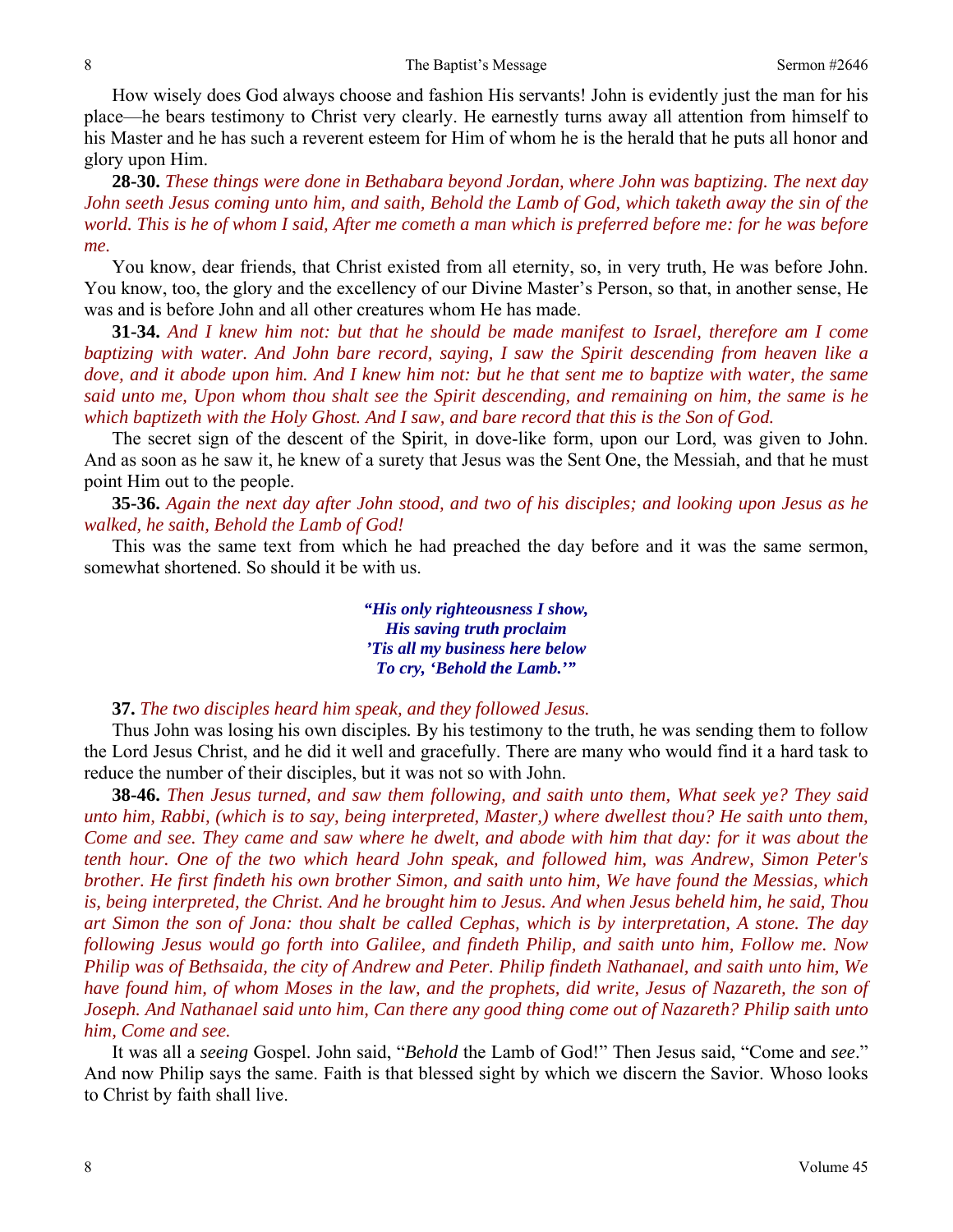How wisely does God always choose and fashion His servants! John is evidently just the man for his place—he bears testimony to Christ very clearly. He earnestly turns away all attention from himself to his Master and he has such a reverent esteem for Him of whom he is the herald that he puts all honor and glory upon Him.

**28-30.** *These things were done in Bethabara beyond Jordan, where John was baptizing. The next day John seeth Jesus coming unto him, and saith, Behold the Lamb of God, which taketh away the sin of the world. This is he of whom I said, After me cometh a man which is preferred before me: for he was before me.*

You know, dear friends, that Christ existed from all eternity, so, in very truth, He was before John. You know, too, the glory and the excellency of our Divine Master's Person, so that, in another sense, He was and is before John and all other creatures whom He has made.

**31-34.** *And I knew him not: but that he should be made manifest to Israel, therefore am I come baptizing with water. And John bare record, saying, I saw the Spirit descending from heaven like a dove, and it abode upon him. And I knew him not: but he that sent me to baptize with water, the same said unto me, Upon whom thou shalt see the Spirit descending, and remaining on him, the same is he which baptizeth with the Holy Ghost. And I saw, and bare record that this is the Son of God.*

The secret sign of the descent of the Spirit, in dove-like form, upon our Lord, was given to John. And as soon as he saw it, he knew of a surety that Jesus was the Sent One, the Messiah, and that he must point Him out to the people.

**35-36.** *Again the next day after John stood, and two of his disciples; and looking upon Jesus as he walked, he saith, Behold the Lamb of God!*

This was the same text from which he had preached the day before and it was the same sermon, somewhat shortened. So should it be with us.

> ***"His only righteousness I show,***
> ***His saving truth proclaim***
> ***'Tis all my business here below***
> ***To cry, 'Behold the Lamb.'"***

**37.** *The two disciples heard him speak, and they followed Jesus.*

Thus John was losing his own disciples. By his testimony to the truth, he was sending them to follow the Lord Jesus Christ, and he did it well and gracefully. There are many who would find it a hard task to reduce the number of their disciples, but it was not so with John.

**38-46.** *Then Jesus turned, and saw them following, and saith unto them, What seek ye? They said unto him, Rabbi, (which is to say, being interpreted, Master,) where dwellest thou? He saith unto them, Come and see. They came and saw where he dwelt, and abode with him that day: for it was about the tenth hour. One of the two which heard John speak, and followed him, was Andrew, Simon Peter's brother. He first findeth his own brother Simon, and saith unto him, We have found the Messias, which is, being interpreted, the Christ. And he brought him to Jesus. And when Jesus beheld him, he said, Thou art Simon the son of Jona: thou shalt be called Cephas, which is by interpretation, A stone. The day following Jesus would go forth into Galilee, and findeth Philip, and saith unto him, Follow me. Now Philip was of Bethsaida, the city of Andrew and Peter. Philip findeth Nathanael, and saith unto him, We have found him, of whom Moses in the law, and the prophets, did write, Jesus of Nazareth, the son of Joseph. And Nathanael said unto him, Can there any good thing come out of Nazareth? Philip saith unto him, Come and see.*

It was all a *seeing* Gospel. John said, "*Behold* the Lamb of God!" Then Jesus said, "Come and *see*." And now Philip says the same. Faith is that blessed sight by which we discern the Savior. Whoso looks to Christ by faith shall live.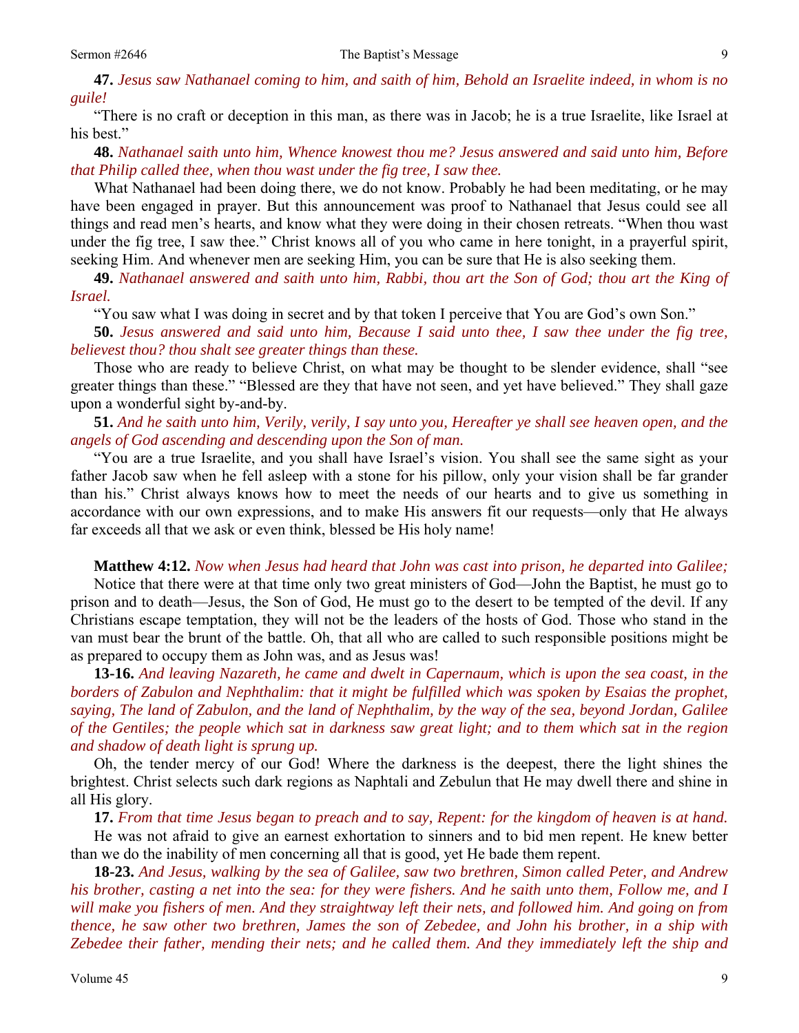**47.** *Jesus saw Nathanael coming to him, and saith of him, Behold an Israelite indeed, in whom is no guile!*

"There is no craft or deception in this man, as there was in Jacob; he is a true Israelite, like Israel at his best."

**48.** *Nathanael saith unto him, Whence knowest thou me? Jesus answered and said unto him, Before that Philip called thee, when thou wast under the fig tree, I saw thee.*

What Nathanael had been doing there, we do not know. Probably he had been meditating, or he may have been engaged in prayer. But this announcement was proof to Nathanael that Jesus could see all things and read men's hearts, and know what they were doing in their chosen retreats. "When thou wast under the fig tree, I saw thee." Christ knows all of you who came in here tonight, in a prayerful spirit, seeking Him. And whenever men are seeking Him, you can be sure that He is also seeking them.

**49.** *Nathanael answered and saith unto him, Rabbi, thou art the Son of God; thou art the King of Israel.*

"You saw what I was doing in secret and by that token I perceive that You are God's own Son."

**50.** *Jesus answered and said unto him, Because I said unto thee, I saw thee under the fig tree, believest thou? thou shalt see greater things than these.*

Those who are ready to believe Christ, on what may be thought to be slender evidence, shall "see greater things than these." "Blessed are they that have not seen, and yet have believed." They shall gaze upon a wonderful sight by-and-by.

**51.** *And he saith unto him, Verily, verily, I say unto you, Hereafter ye shall see heaven open, and the angels of God ascending and descending upon the Son of man.*

"You are a true Israelite, and you shall have Israel's vision. You shall see the same sight as your father Jacob saw when he fell asleep with a stone for his pillow, only your vision shall be far grander than his." Christ always knows how to meet the needs of our hearts and to give us something in accordance with our own expressions, and to make His answers fit our requests—only that He always far exceeds all that we ask or even think, blessed be His holy name!

**Matthew 4:12.** *Now when Jesus had heard that John was cast into prison, he departed into Galilee;*

Notice that there were at that time only two great ministers of God—John the Baptist, he must go to prison and to death—Jesus, the Son of God, He must go to the desert to be tempted of the devil. If any Christians escape temptation, they will not be the leaders of the hosts of God. Those who stand in the van must bear the brunt of the battle. Oh, that all who are called to such responsible positions might be as prepared to occupy them as John was, and as Jesus was!

**13-16.** *And leaving Nazareth, he came and dwelt in Capernaum, which is upon the sea coast, in the borders of Zabulon and Nephthalim: that it might be fulfilled which was spoken by Esaias the prophet, saying, The land of Zabulon, and the land of Nephthalim, by the way of the sea, beyond Jordan, Galilee of the Gentiles; the people which sat in darkness saw great light; and to them which sat in the region and shadow of death light is sprung up.*

Oh, the tender mercy of our God! Where the darkness is the deepest, there the light shines the brightest. Christ selects such dark regions as Naphtali and Zebulun that He may dwell there and shine in all His glory.

**17.** *From that time Jesus began to preach and to say, Repent: for the kingdom of heaven is at hand.*

He was not afraid to give an earnest exhortation to sinners and to bid men repent. He knew better than we do the inability of men concerning all that is good, yet He bade them repent.

**18-23.** *And Jesus, walking by the sea of Galilee, saw two brethren, Simon called Peter, and Andrew his brother, casting a net into the sea: for they were fishers. And he saith unto them, Follow me, and I will make you fishers of men. And they straightway left their nets, and followed him. And going on from thence, he saw other two brethren, James the son of Zebedee, and John his brother, in a ship with Zebedee their father, mending their nets; and he called them. And they immediately left the ship and*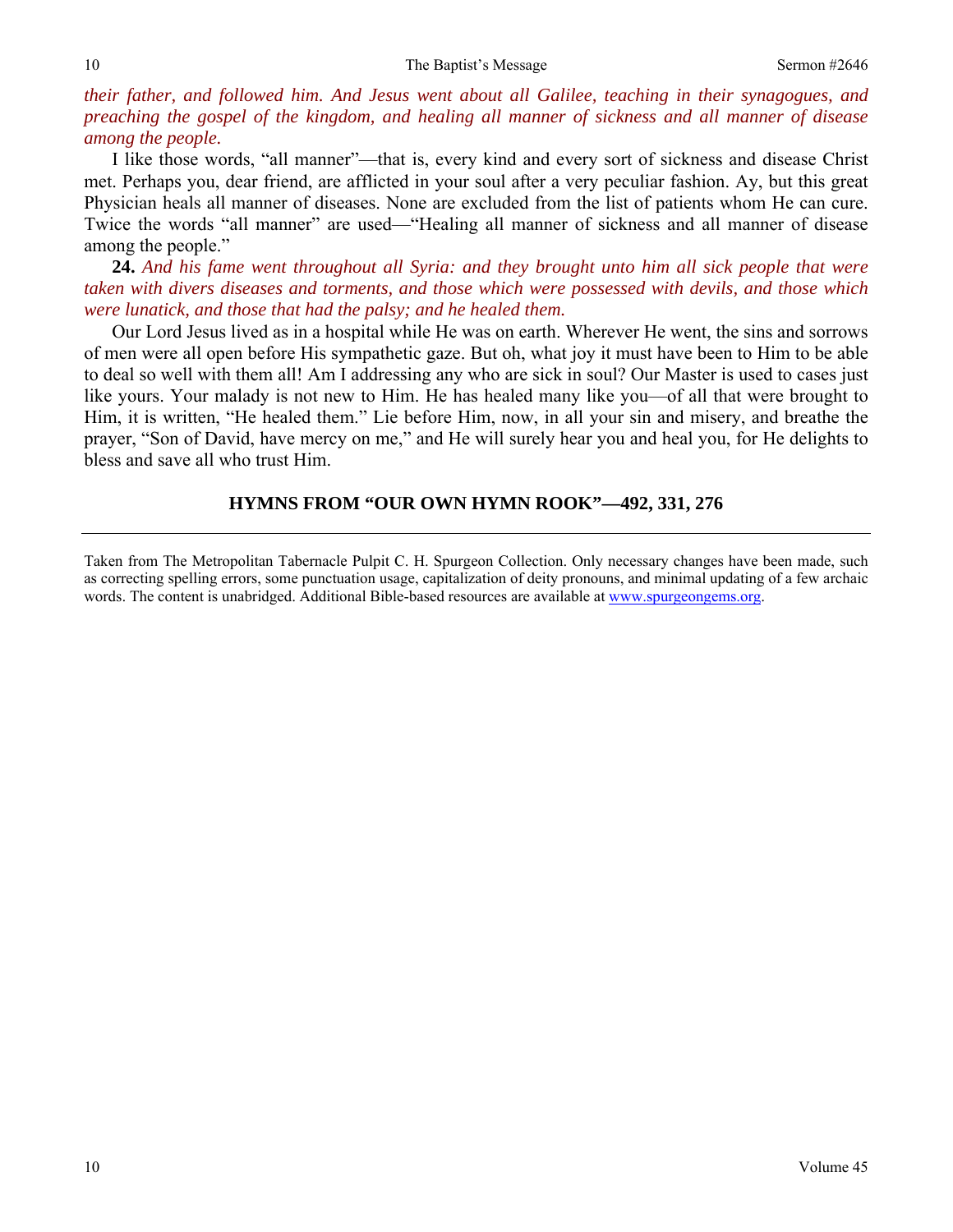*their father, and followed him. And Jesus went about all Galilee, teaching in their synagogues, and preaching the gospel of the kingdom, and healing all manner of sickness and all manner of disease among the people.*

I like those words, "all manner"—that is, every kind and every sort of sickness and disease Christ met. Perhaps you, dear friend, are afflicted in your soul after a very peculiar fashion. Ay, but this great Physician heals all manner of diseases. None are excluded from the list of patients whom He can cure. Twice the words "all manner" are used—"Healing all manner of sickness and all manner of disease among the people."

**24.** *And his fame went throughout all Syria: and they brought unto him all sick people that were taken with divers diseases and torments, and those which were possessed with devils, and those which were lunatick, and those that had the palsy; and he healed them.*

Our Lord Jesus lived as in a hospital while He was on earth. Wherever He went, the sins and sorrows of men were all open before His sympathetic gaze. But oh, what joy it must have been to Him to be able to deal so well with them all! Am I addressing any who are sick in soul? Our Master is used to cases just like yours. Your malady is not new to Him. He has healed many like you—of all that were brought to Him, it is written, "He healed them." Lie before Him, now, in all your sin and misery, and breathe the prayer, "Son of David, have mercy on me," and He will surely hear you and heal you, for He delights to bless and save all who trust Him.

**HYMNS FROM "OUR OWN HYMN ROOK"—492, 331, 276**

---

Taken from The Metropolitan Tabernacle Pulpit C. H. Spurgeon Collection. Only necessary changes have been made, such as correcting spelling errors, some punctuation usage, capitalization of deity pronouns, and minimal updating of a few archaic words. The content is unabridged. Additional Bible-based resources are available at www.spurgeongems.org.